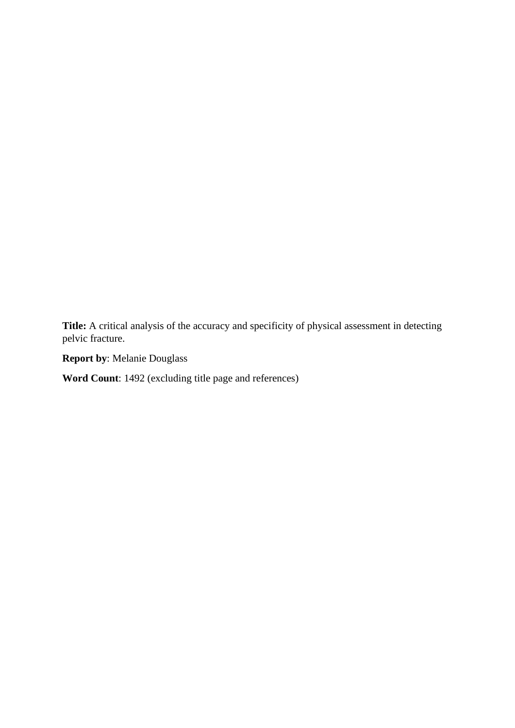**Title:** A critical analysis of the accuracy and specificity of physical assessment in detecting pelvic fracture.

**Report by**: Melanie Douglass

**Word Count**: 1492 (excluding title page and references)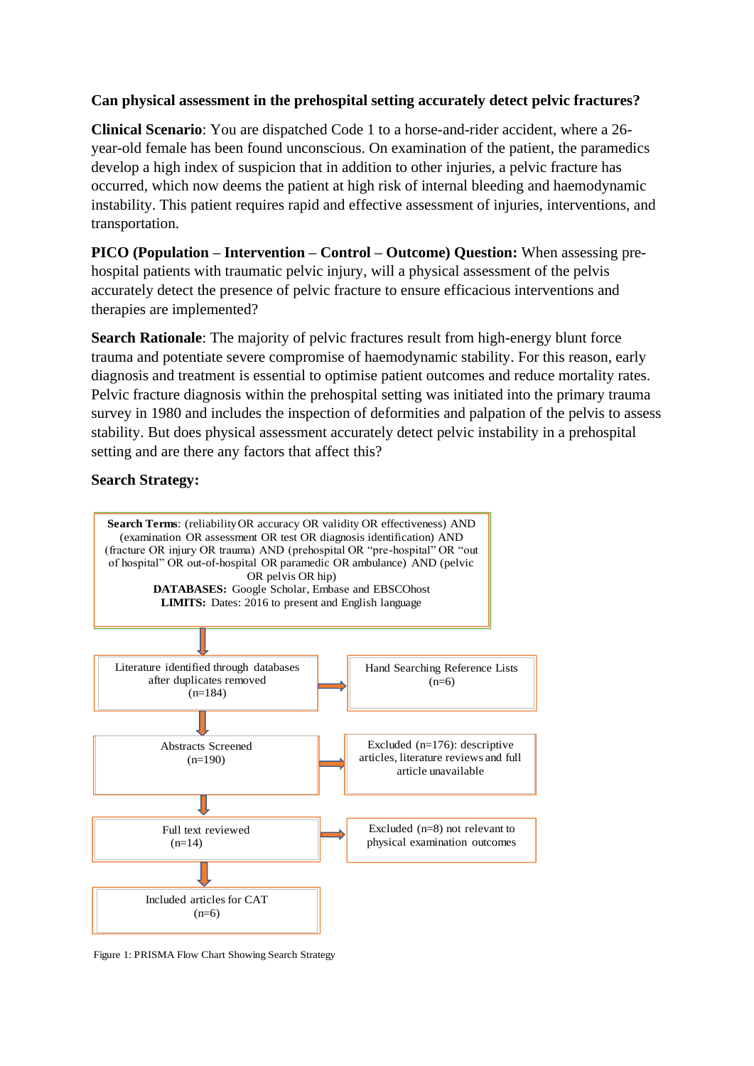**Can physical assessment in the prehospital setting accurately detect pelvic fractures?**

**Clinical Scenario**: You are dispatched Code 1 to a horse-and-rider accident, where a 26-year-old female has been found unconscious. On examination of the patient, the paramedics develop a high index of suspicion that in addition to other injuries, a pelvic fracture has occurred, which now deems the patient at high risk of internal bleeding and haemodynamic instability. This patient requires rapid and effective assessment of injuries, interventions, and transportation.

**PICO (Population – Intervention – Control – Outcome) Question:** When assessing pre-hospital patients with traumatic pelvic injury, will a physical assessment of the pelvis accurately detect the presence of pelvic fracture to ensure efficacious interventions and therapies are implemented?

**Search Rationale**: The majority of pelvic fractures result from high-energy blunt force trauma and potentiate severe compromise of haemodynamic stability. For this reason, early diagnosis and treatment is essential to optimise patient outcomes and reduce mortality rates. Pelvic fracture diagnosis within the prehospital setting was initiated into the primary trauma survey in 1980 and includes the inspection of deformities and palpation of the pelvis to assess stability. But does physical assessment accurately detect pelvic instability in a prehospital setting and are there any factors that affect this?

**Search Strategy:**

**Search Terms**: (reliability OR accuracy OR validity OR effectiveness) AND (examination OR assessment OR test OR diagnosis identification) AND (fracture OR injury OR trauma) AND (prehospital OR "pre-hospital" OR "out of hospital" OR out-of-hospital OR paramedic OR ambulance) AND (pelvic OR pelvis OR hip)
**DATABASES:** Google Scholar, Embase and EBSCOhost
**LIMITS:** Dates: 2016 to present and English language

↓

Literature identified through databases after duplicates removed (n=184) → Hand Searching Reference Lists (n=6)

↓

Abstracts Screened (n=190) → Excluded (n=176): descriptive articles, literature reviews and full article unavailable

↓

Full text reviewed (n=14) → Excluded (n=8) not relevant to physical examination outcomes

↓

Included articles for CAT (n=6)

Figure 1: PRISMA Flow Chart Showing Search Strategy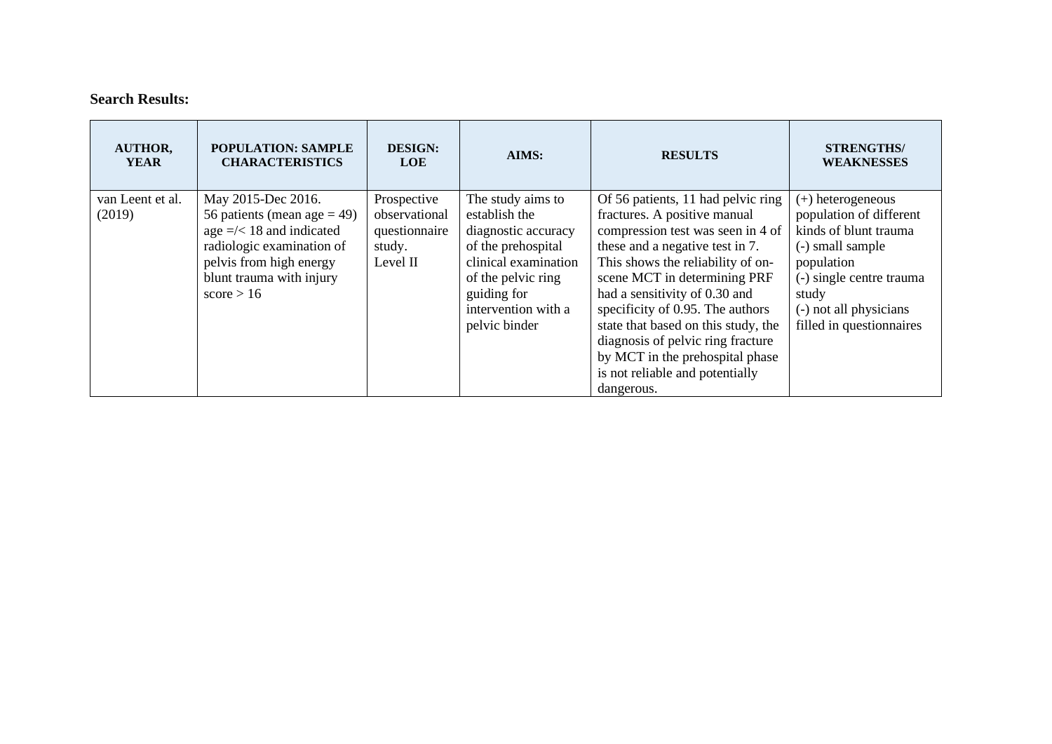**Search Results:**

| AUTHOR, YEAR | POPULATION: SAMPLE CHARACTERISTICS | DESIGN: LOE | AIMS: | RESULTS | STRENGTHS/ WEAKNESSES |
|---|---|---|---|---|---|
| van Leent et al. (2019) | May 2015-Dec 2016. 56 patients (mean age = 49) age =/< 18 and indicated radiologic examination of pelvis from high energy blunt trauma with injury score > 16 | Prospective observational questionnaire study. Level II | The study aims to establish the diagnostic accuracy of the prehospital clinical examination of the pelvic ring guiding for intervention with a pelvic binder | Of 56 patients, 11 had pelvic ring fractures. A positive manual compression test was seen in 4 of these and a negative test in 7. This shows the reliability of on-scene MCT in determining PRF had a sensitivity of 0.30 and specificity of 0.95. The authors state that based on this study, the diagnosis of pelvic ring fracture by MCT in the prehospital phase is not reliable and potentially dangerous. | (+) heterogeneous population of different kinds of blunt trauma (-) small sample population (-) single centre trauma study (-) not all physicians filled in questionnaires |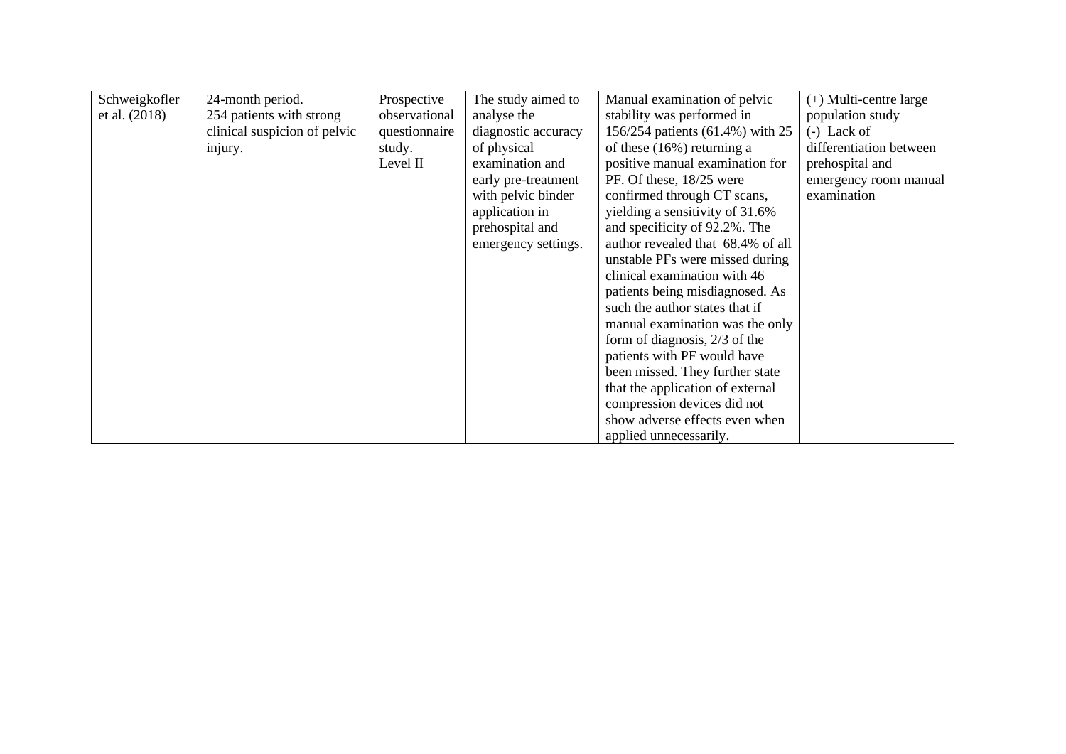| Schweigkofler et al. (2018) | 24-month period. 254 patients with strong clinical suspicion of pelvic injury. | Prospective observational questionnaire study. Level II | The study aimed to analyse the diagnostic accuracy of physical examination and early pre-treatment with pelvic binder application in prehospital and emergency settings. | Manual examination of pelvic stability was performed in 156/254 patients (61.4%) with 25 of these (16%) returning a positive manual examination for PF. Of these, 18/25 were confirmed through CT scans, yielding a sensitivity of 31.6% and specificity of 92.2%. The author revealed that 68.4% of all unstable PFs were missed during clinical examination with 46 patients being misdiagnosed. As such the author states that if manual examination was the only form of diagnosis, 2/3 of the patients with PF would have been missed. They further state that the application of external compression devices did not show adverse effects even when applied unnecessarily. | (+) Multi-centre large population study (-) Lack of differentiation between prehospital and emergency room manual examination |
|---|---|---|---|---|---|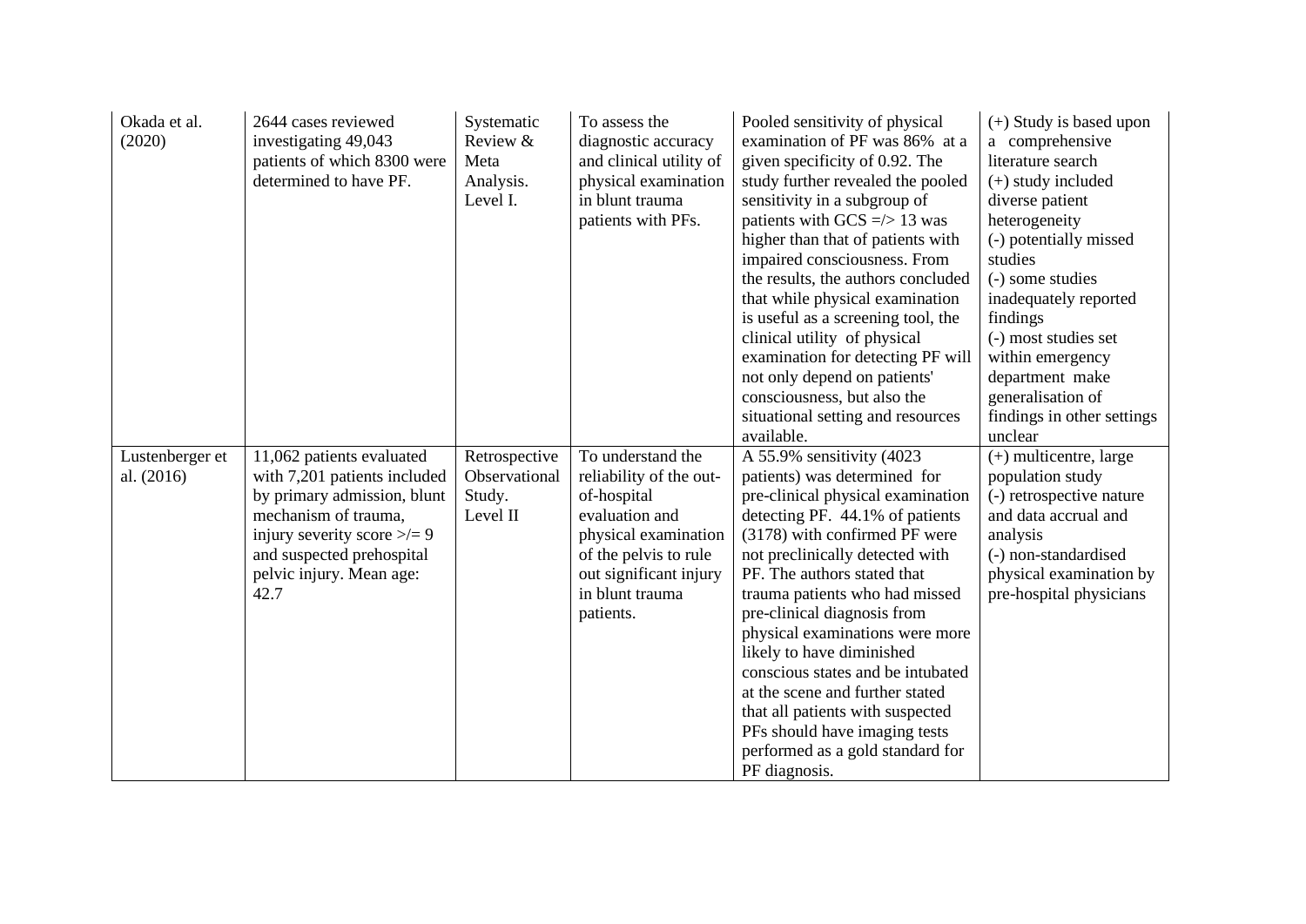| Okada et al. (2020) | 2644 cases reviewed investigating 49,043 patients of which 8300 were determined to have PF. | Systematic Review & Meta Analysis. Level I. | To assess the diagnostic accuracy and clinical utility of physical examination in blunt trauma patients with PFs. | Pooled sensitivity of physical examination of PF was 86% at a given specificity of 0.92. The study further revealed the pooled sensitivity in a subgroup of patients with GCS =/> 13 was higher than that of patients with impaired consciousness. From the results, the authors concluded that while physical examination is useful as a screening tool, the clinical utility of physical examination for detecting PF will not only depend on patients' consciousness, but also the situational setting and resources available. | (+) Study is based upon a comprehensive literature search<br>(+) study included diverse patient heterogeneity<br>(-) potentially missed studies<br>(-) some studies inadequately reported findings<br>(-) most studies set within emergency department make generalisation of findings in other settings unclear |
|---|---|---|---|---|---|
| Lustenberger et al. (2016) | 11,062 patients evaluated with 7,201 patients included by primary admission, blunt mechanism of trauma, injury severity score >/= 9 and suspected prehospital pelvic injury. Mean age: 42.7 | Retrospective Observational Study. Level II | To understand the reliability of the out-of-hospital evaluation and physical examination of the pelvis to rule out significant injury in blunt trauma patients. | A 55.9% sensitivity (4023 patients) was determined for pre-clinical physical examination detecting PF. 44.1% of patients (3178) with confirmed PF were not preclinically detected with PF. The authors stated that trauma patients who had missed pre-clinical diagnosis from physical examinations were more likely to have diminished conscious states and be intubated at the scene and further stated that all patients with suspected PFs should have imaging tests performed as a gold standard for PF diagnosis. | (+) multicentre, large population study<br>(-) retrospective nature and data accrual and analysis<br>(-) non-standardised physical examination by pre-hospital physicians |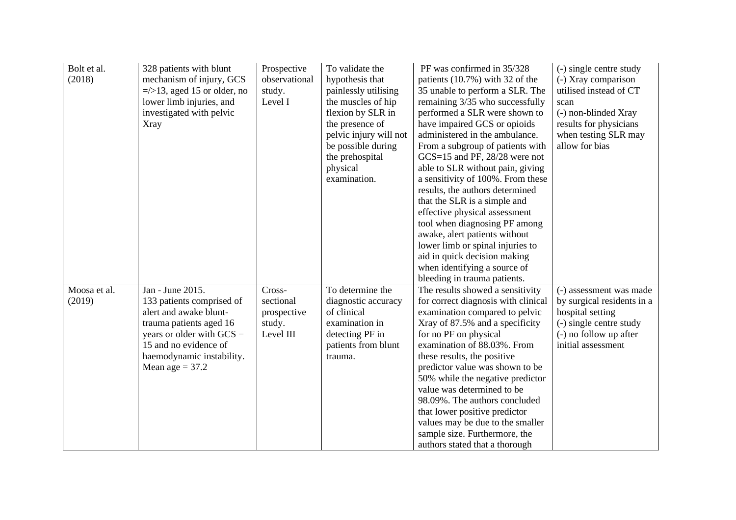| | | | | | |
|---|---|---|---|---|---|
| Bolt et al. (2018) | 328 patients with blunt mechanism of injury, GCS =/>13, aged 15 or older, no lower limb injuries, and investigated with pelvic Xray | Prospective observational study. Level I | To validate the hypothesis that painlessly utilising the muscles of hip flexion by SLR in the presence of pelvic injury will not be possible during the prehospital physical examination. | PF was confirmed in 35/328 patients (10.7%) with 32 of the 35 unable to perform a SLR. The remaining 3/35 who successfully performed a SLR were shown to have impaired GCS or opioids administered in the ambulance. From a subgroup of patients with GCS=15 and PF, 28/28 were not able to SLR without pain, giving a sensitivity of 100%. From these results, the authors determined that the SLR is a simple and effective physical assessment tool when diagnosing PF among awake, alert patients without lower limb or spinal injuries to aid in quick decision making when identifying a source of bleeding in trauma patients. | (-) single centre study<br>(-) Xray comparison utilised instead of CT scan<br>(-) non-blinded Xray results for physicians when testing SLR may allow for bias |
| Moosa et al. (2019) | Jan - June 2015.<br>133 patients comprised of alert and awake blunt-trauma patients aged 16 years or older with GCS = 15 and no evidence of haemodynamic instability.<br>Mean age = 37.2 | Cross-sectional prospective study. Level III | To determine the diagnostic accuracy of clinical examination in detecting PF in patients from blunt trauma. | The results showed a sensitivity for correct diagnosis with clinical examination compared to pelvic Xray of 87.5% and a specificity for no PF on physical examination of 88.03%. From these results, the positive predictor value was shown to be 50% while the negative predictor value was determined to be 98.09%. The authors concluded that lower positive predictor values may be due to the smaller sample size. Furthermore, the authors stated that a thorough | (-) assessment was made by surgical residents in a hospital setting<br>(-) single centre study<br>(-) no follow up after initial assessment |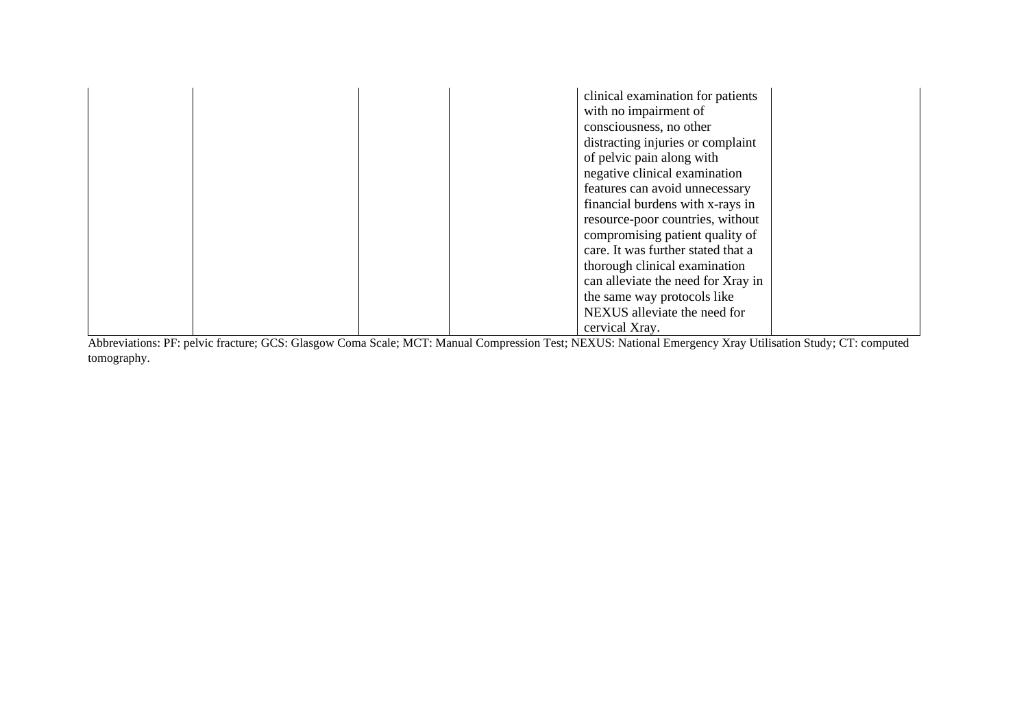| | | | | | |
|---|---|---|---|---|---|
| | | | | clinical examination for patients with no impairment of consciousness, no other distracting injuries or complaint of pelvic pain along with negative clinical examination features can avoid unnecessary financial burdens with x-rays in resource-poor countries, without compromising patient quality of care. It was further stated that a thorough clinical examination can alleviate the need for Xray in the same way protocols like NEXUS alleviate the need for cervical Xray. | |

Abbreviations: PF: pelvic fracture; GCS: Glasgow Coma Scale; MCT: Manual Compression Test; NEXUS: National Emergency Xray Utilisation Study; CT: computed tomography.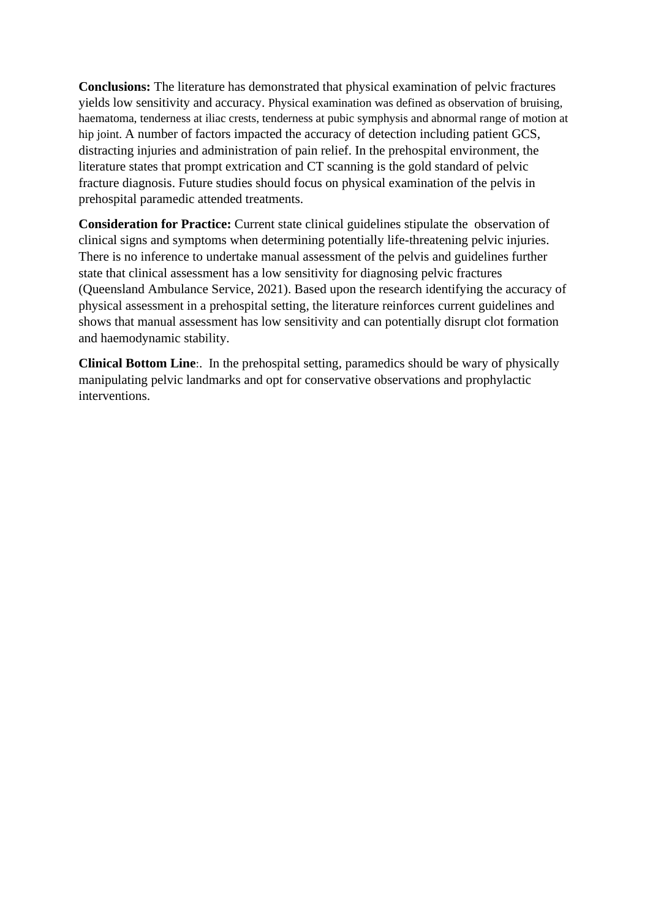**Conclusions:** The literature has demonstrated that physical examination of pelvic fractures yields low sensitivity and accuracy. Physical examination was defined as observation of bruising, haematoma, tenderness at iliac crests, tenderness at pubic symphysis and abnormal range of motion at hip joint. A number of factors impacted the accuracy of detection including patient GCS, distracting injuries and administration of pain relief. In the prehospital environment, the literature states that prompt extrication and CT scanning is the gold standard of pelvic fracture diagnosis. Future studies should focus on physical examination of the pelvis in prehospital paramedic attended treatments.

**Consideration for Practice:** Current state clinical guidelines stipulate the observation of clinical signs and symptoms when determining potentially life-threatening pelvic injuries. There is no inference to undertake manual assessment of the pelvis and guidelines further state that clinical assessment has a low sensitivity for diagnosing pelvic fractures (Queensland Ambulance Service, 2021). Based upon the research identifying the accuracy of physical assessment in a prehospital setting, the literature reinforces current guidelines and shows that manual assessment has low sensitivity and can potentially disrupt clot formation and haemodynamic stability.

**Clinical Bottom Line**:. In the prehospital setting, paramedics should be wary of physically manipulating pelvic landmarks and opt for conservative observations and prophylactic interventions.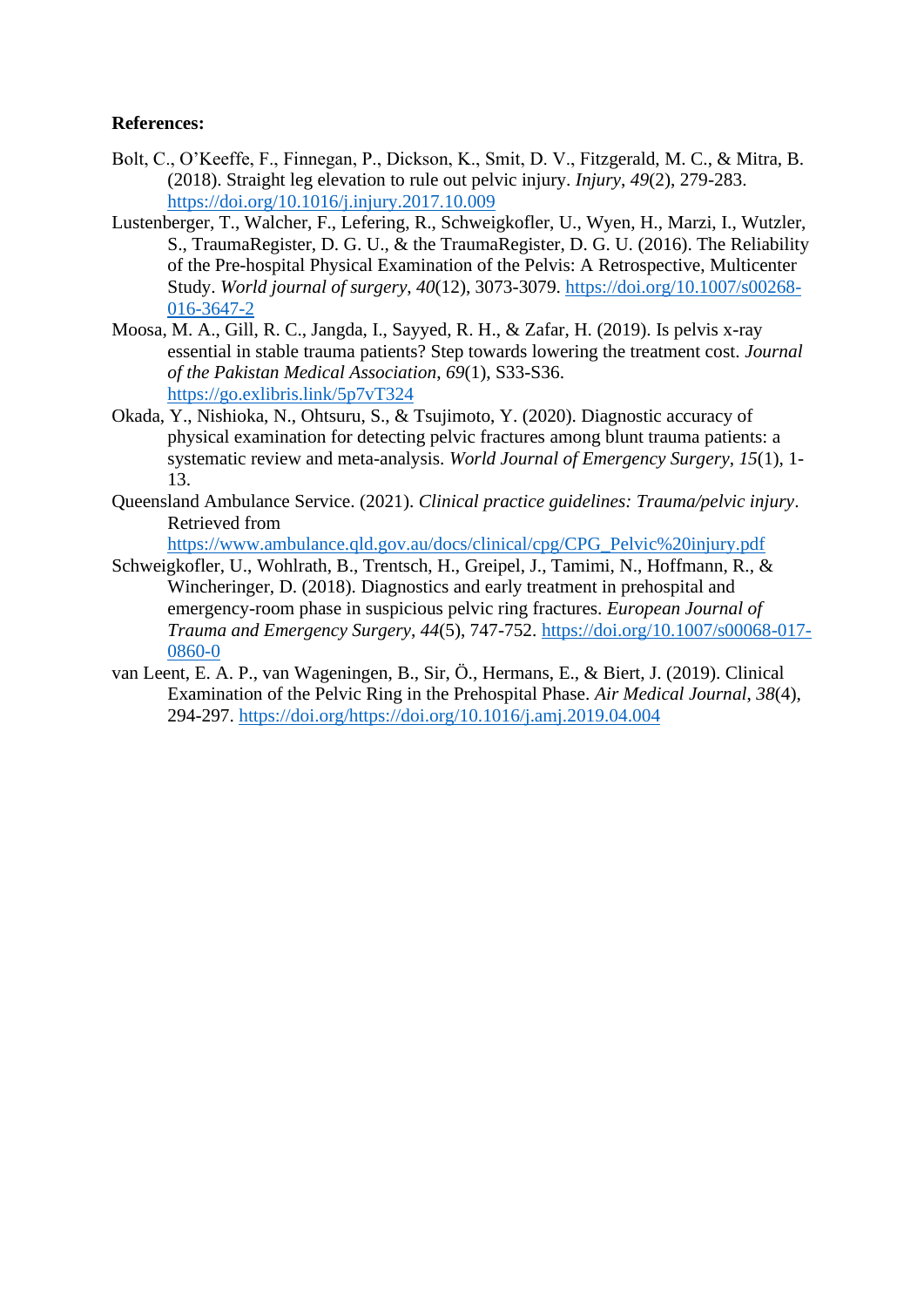**References:**

Bolt, C., O'Keeffe, F., Finnegan, P., Dickson, K., Smit, D. V., Fitzgerald, M. C., & Mitra, B. (2018). Straight leg elevation to rule out pelvic injury. *Injury*, *49*(2), 279-283. https://doi.org/10.1016/j.injury.2017.10.009

Lustenberger, T., Walcher, F., Lefering, R., Schweigkofler, U., Wyen, H., Marzi, I., Wutzler, S., TraumaRegister, D. G. U., & the TraumaRegister, D. G. U. (2016). The Reliability of the Pre-hospital Physical Examination of the Pelvis: A Retrospective, Multicenter Study. *World journal of surgery*, *40*(12), 3073-3079. https://doi.org/10.1007/s00268-016-3647-2

Moosa, M. A., Gill, R. C., Jangda, I., Sayyed, R. H., & Zafar, H. (2019). Is pelvis x-ray essential in stable trauma patients? Step towards lowering the treatment cost. *Journal of the Pakistan Medical Association*, *69*(1), S33-S36. https://go.exlibris.link/5p7vT324

Okada, Y., Nishioka, N., Ohtsuru, S., & Tsujimoto, Y. (2020). Diagnostic accuracy of physical examination for detecting pelvic fractures among blunt trauma patients: a systematic review and meta-analysis. *World Journal of Emergency Surgery*, *15*(1), 1-13.

Queensland Ambulance Service. (2021). *Clinical practice guidelines: Trauma/pelvic injury*. Retrieved from https://www.ambulance.qld.gov.au/docs/clinical/cpg/CPG_Pelvic%20injury.pdf

Schweigkofler, U., Wohlrath, B., Trentsch, H., Greipel, J., Tamimi, N., Hoffmann, R., & Wincheringer, D. (2018). Diagnostics and early treatment in prehospital and emergency-room phase in suspicious pelvic ring fractures. *European Journal of Trauma and Emergency Surgery*, *44*(5), 747-752. https://doi.org/10.1007/s00068-017-0860-0

van Leent, E. A. P., van Wageningen, B., Sir, Ö., Hermans, E., & Biert, J. (2019). Clinical Examination of the Pelvic Ring in the Prehospital Phase. *Air Medical Journal*, *38*(4), 294-297. https://doi.org/https://doi.org/10.1016/j.amj.2019.04.004